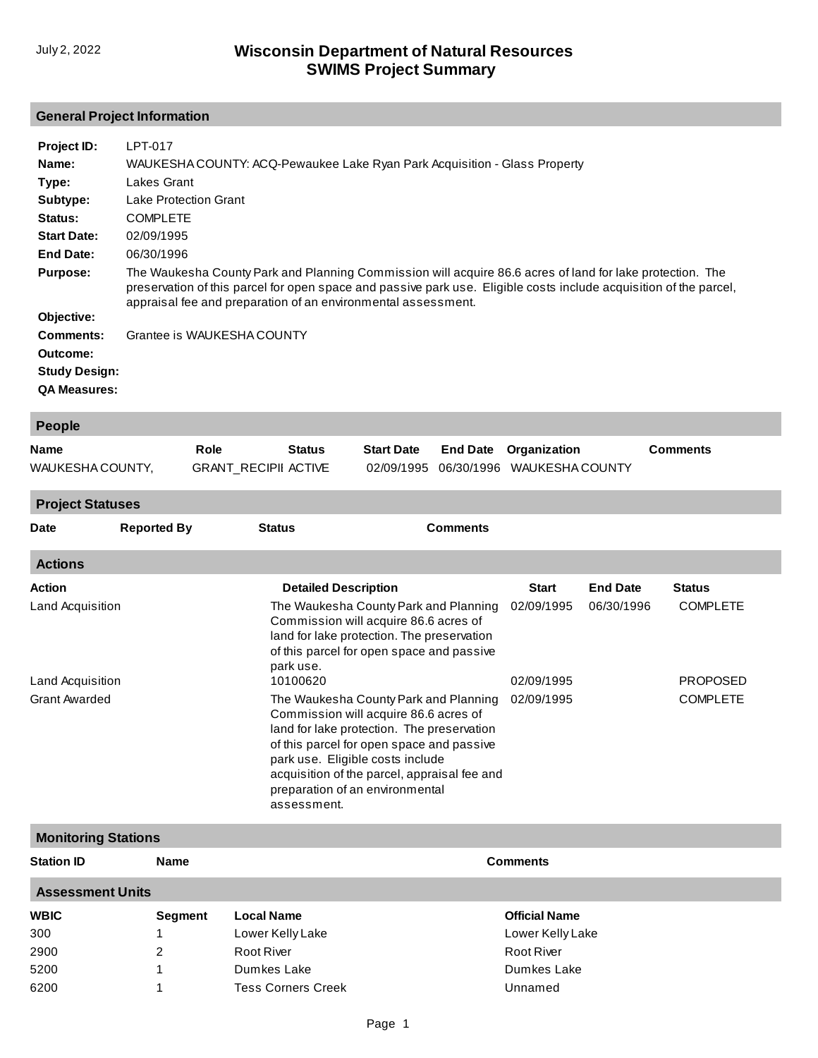July 2, 2022

# Wisconsin Department of Natural Resources
# SWIMS Project Summary

## General Project Information

**Project ID:** LPT-017

**Name:** WAUKESHA COUNTY: ACQ-Pewaukee Lake Ryan Park Acquisition - Glass Property

**Type:** Lakes Grant

**Subtype:** Lake Protection Grant

**Status:** COMPLETE

**Start Date:** 02/09/1995

**End Date:** 06/30/1996

**Purpose:** The Waukesha County Park and Planning Commission will acquire 86.6 acres of land for lake protection. The preservation of this parcel for open space and passive park use. Eligible costs include acquisition of the parcel, appraisal fee and preparation of an environmental assessment.

**Objective:**

**Comments:** Grantee is WAUKESHA COUNTY

**Outcome:**

**Study Design:**

**QA Measures:**

## People

| Name | Role | Status | Start Date | End Date | Organization | Comments |
|---|---|---|---|---|---|---|
| WAUKESHA COUNTY, | GRANT_RECIPII | ACTIVE | 02/09/1995 | 06/30/1996 | WAUKESHA COUNTY | |

## Project Statuses

| Date | Reported By | Status | Comments |
|---|---|---|---|

## Actions

| Action | Detailed Description | Start | End Date | Status |
|---|---|---|---|---|
| Land Acquisition | The Waukesha County Park and Planning Commission will acquire 86.6 acres of land for lake protection. The preservation of this parcel for open space and passive park use. | 02/09/1995 | 06/30/1996 | COMPLETE |
| Land Acquisition | 10100620 | 02/09/1995 | | PROPOSED |
| Grant Awarded | The Waukesha County Park and Planning Commission will acquire 86.6 acres of land for lake protection. The preservation of this parcel for open space and passive park use. Eligible costs include acquisition of the parcel, appraisal fee and preparation of an environmental assessment. | 02/09/1995 | | COMPLETE |

## Monitoring Stations

| Station ID | Name | Comments |
|---|---|---|

## Assessment Units

| WBIC | Segment | Local Name | Official Name |
|---|---|---|---|
| 300 | 1 | Lower Kelly Lake | Lower Kelly Lake |
| 2900 | 2 | Root River | Root River |
| 5200 | 1 | Dumkes Lake | Dumkes Lake |
| 6200 | 1 | Tess Corners Creek | Unnamed |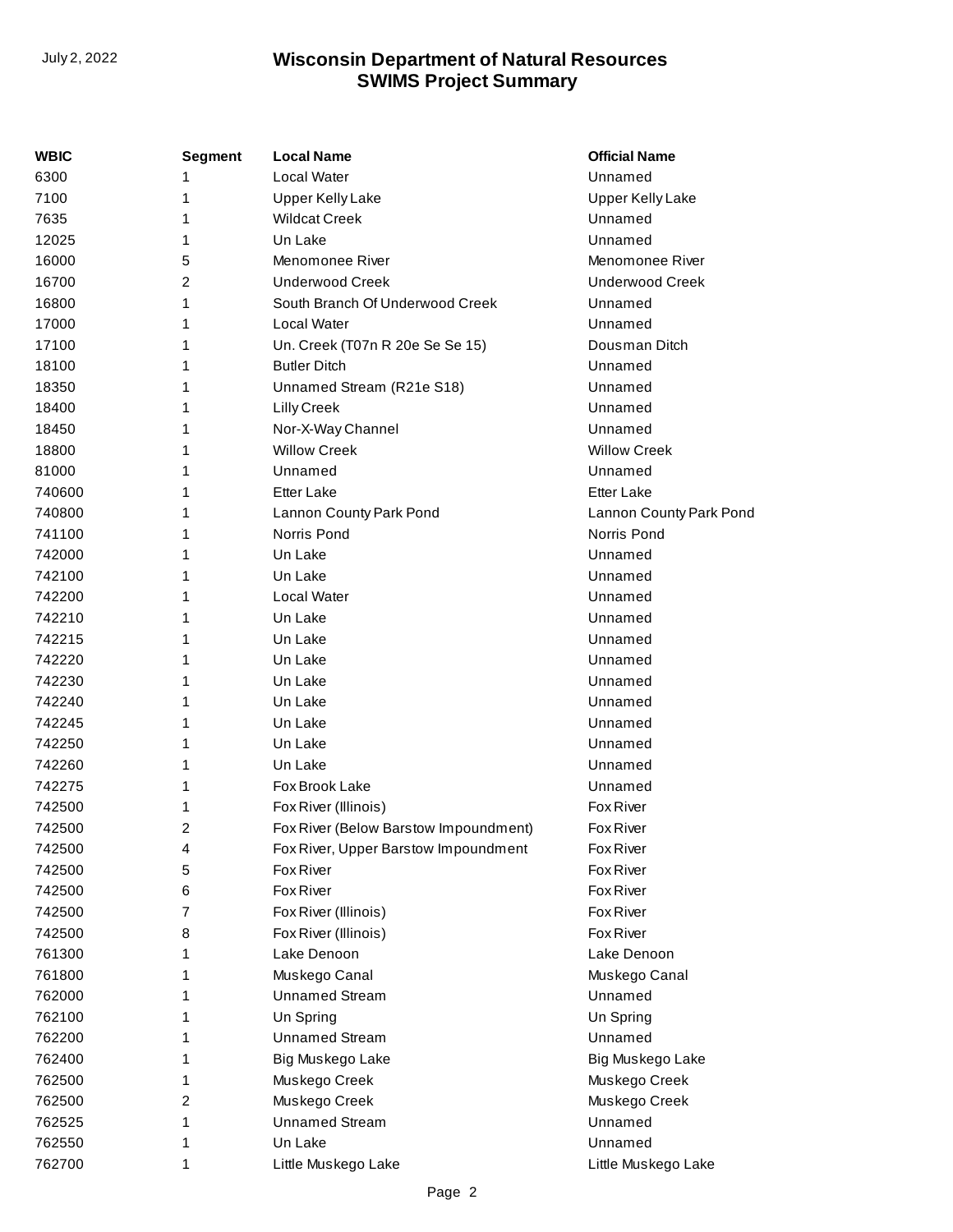| WBIC | Segment | Local Name | Official Name |
|---|---|---|---|
| 6300 | 1 | Local Water | Unnamed |
| 7100 | 1 | Upper Kelly Lake | Upper Kelly Lake |
| 7635 | 1 | Wildcat Creek | Unnamed |
| 12025 | 1 | Un Lake | Unnamed |
| 16000 | 5 | Menomonee River | Menomonee River |
| 16700 | 2 | Underwood Creek | Underwood Creek |
| 16800 | 1 | South Branch Of Underwood Creek | Unnamed |
| 17000 | 1 | Local Water | Unnamed |
| 17100 | 1 | Un. Creek (T07n R 20e Se Se 15) | Dousman Ditch |
| 18100 | 1 | Butler Ditch | Unnamed |
| 18350 | 1 | Unnamed Stream (R21e S18) | Unnamed |
| 18400 | 1 | Lilly Creek | Unnamed |
| 18450 | 1 | Nor-X-Way Channel | Unnamed |
| 18800 | 1 | Willow Creek | Willow Creek |
| 81000 | 1 | Unnamed | Unnamed |
| 740600 | 1 | Etter Lake | Etter Lake |
| 740800 | 1 | Lannon County Park Pond | Lannon County Park Pond |
| 741100 | 1 | Norris Pond | Norris Pond |
| 742000 | 1 | Un Lake | Unnamed |
| 742100 | 1 | Un Lake | Unnamed |
| 742200 | 1 | Local Water | Unnamed |
| 742210 | 1 | Un Lake | Unnamed |
| 742215 | 1 | Un Lake | Unnamed |
| 742220 | 1 | Un Lake | Unnamed |
| 742230 | 1 | Un Lake | Unnamed |
| 742240 | 1 | Un Lake | Unnamed |
| 742245 | 1 | Un Lake | Unnamed |
| 742250 | 1 | Un Lake | Unnamed |
| 742260 | 1 | Un Lake | Unnamed |
| 742275 | 1 | Fox Brook Lake | Unnamed |
| 742500 | 1 | Fox River (Illinois) | Fox River |
| 742500 | 2 | Fox River (Below Barstow Impoundment) | Fox River |
| 742500 | 4 | Fox River, Upper Barstow Impoundment | Fox River |
| 742500 | 5 | Fox River | Fox River |
| 742500 | 6 | Fox River | Fox River |
| 742500 | 7 | Fox River (Illinois) | Fox River |
| 742500 | 8 | Fox River (Illinois) | Fox River |
| 761300 | 1 | Lake Denoon | Lake Denoon |
| 761800 | 1 | Muskego Canal | Muskego Canal |
| 762000 | 1 | Unnamed Stream | Unnamed |
| 762100 | 1 | Un Spring | Un Spring |
| 762200 | 1 | Unnamed Stream | Unnamed |
| 762400 | 1 | Big Muskego Lake | Big Muskego Lake |
| 762500 | 1 | Muskego Creek | Muskego Creek |
| 762500 | 2 | Muskego Creek | Muskego Creek |
| 762525 | 1 | Unnamed Stream | Unnamed |
| 762550 | 1 | Un Lake | Unnamed |
| 762700 | 1 | Little Muskego Lake | Little Muskego Lake |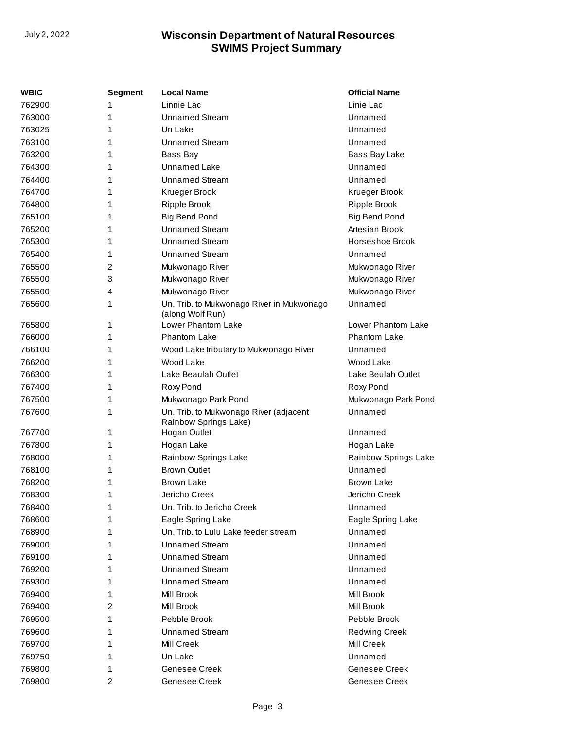| WBIC | Segment | Local Name | Official Name |
|---|---|---|---|
| 762900 | 1 | Linnie Lac | Linie Lac |
| 763000 | 1 | Unnamed Stream | Unnamed |
| 763025 | 1 | Un Lake | Unnamed |
| 763100 | 1 | Unnamed Stream | Unnamed |
| 763200 | 1 | Bass Bay | Bass Bay Lake |
| 764300 | 1 | Unnamed Lake | Unnamed |
| 764400 | 1 | Unnamed Stream | Unnamed |
| 764700 | 1 | Krueger Brook | Krueger Brook |
| 764800 | 1 | Ripple Brook | Ripple Brook |
| 765100 | 1 | Big Bend Pond | Big Bend Pond |
| 765200 | 1 | Unnamed Stream | Artesian Brook |
| 765300 | 1 | Unnamed Stream | Horseshoe Brook |
| 765400 | 1 | Unnamed Stream | Unnamed |
| 765500 | 2 | Mukwonago River | Mukwonago River |
| 765500 | 3 | Mukwonago River | Mukwonago River |
| 765500 | 4 | Mukwonago River | Mukwonago River |
| 765600 | 1 | Un. Trib. to Mukwonago River in Mukwonago (along Wolf Run) | Unnamed |
| 765800 | 1 | Lower Phantom Lake | Lower Phantom Lake |
| 766000 | 1 | Phantom Lake | Phantom Lake |
| 766100 | 1 | Wood Lake tributary to Mukwonago River | Unnamed |
| 766200 | 1 | Wood Lake | Wood Lake |
| 766300 | 1 | Lake Beaulah Outlet | Lake Beulah Outlet |
| 767400 | 1 | Roxy Pond | Roxy Pond |
| 767500 | 1 | Mukwonago Park Pond | Mukwonago Park Pond |
| 767600 | 1 | Un. Trib. to Mukwonago River (adjacent Rainbow Springs Lake) | Unnamed |
| 767700 | 1 | Hogan Outlet | Unnamed |
| 767800 | 1 | Hogan Lake | Hogan Lake |
| 768000 | 1 | Rainbow Springs Lake | Rainbow Springs Lake |
| 768100 | 1 | Brown Outlet | Unnamed |
| 768200 | 1 | Brown Lake | Brown Lake |
| 768300 | 1 | Jericho Creek | Jericho Creek |
| 768400 | 1 | Un. Trib. to Jericho Creek | Unnamed |
| 768600 | 1 | Eagle Spring Lake | Eagle Spring Lake |
| 768900 | 1 | Un. Trib. to Lulu Lake feeder stream | Unnamed |
| 769000 | 1 | Unnamed Stream | Unnamed |
| 769100 | 1 | Unnamed Stream | Unnamed |
| 769200 | 1 | Unnamed Stream | Unnamed |
| 769300 | 1 | Unnamed Stream | Unnamed |
| 769400 | 1 | Mill Brook | Mill Brook |
| 769400 | 2 | Mill Brook | Mill Brook |
| 769500 | 1 | Pebble Brook | Pebble Brook |
| 769600 | 1 | Unnamed Stream | Redwing Creek |
| 769700 | 1 | Mill Creek | Mill Creek |
| 769750 | 1 | Un Lake | Unnamed |
| 769800 | 1 | Genesee Creek | Genesee Creek |
| 769800 | 2 | Genesee Creek | Genesee Creek |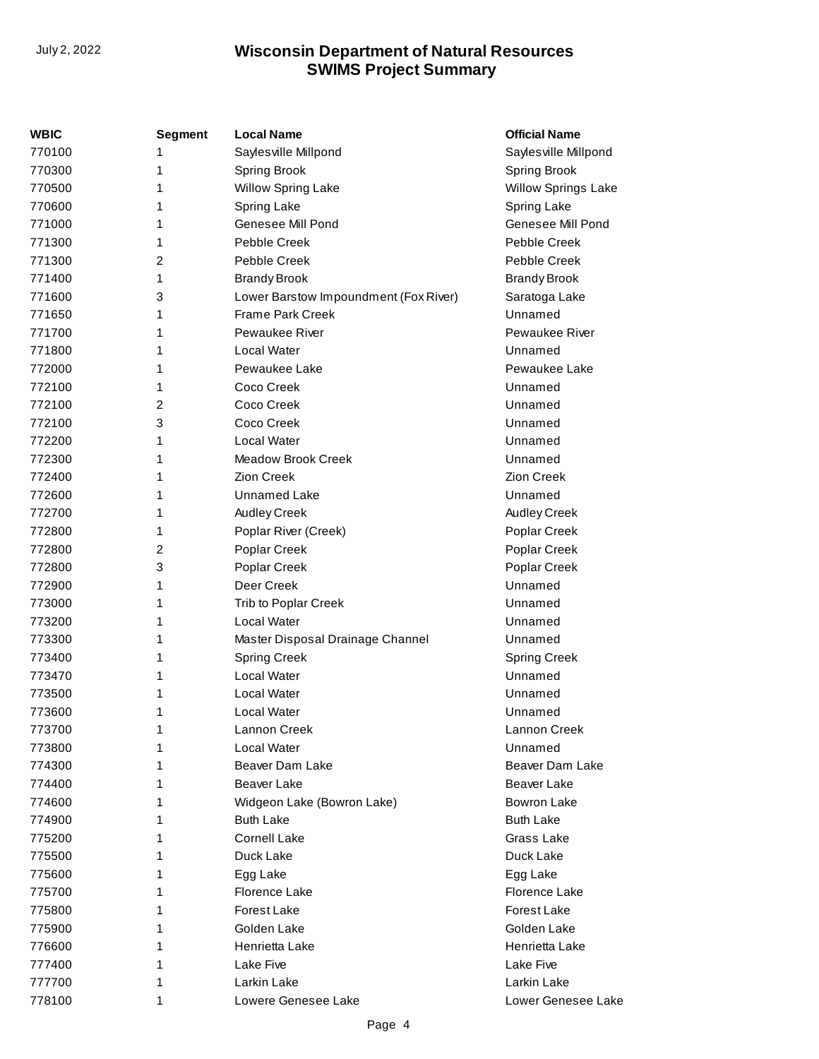| WBIC | Segment | Local Name | Official Name |
| --- | --- | --- | --- |
| 770100 | 1 | Saylesville Millpond | Saylesville Millpond |
| 770300 | 1 | Spring Brook | Spring Brook |
| 770500 | 1 | Willow Spring Lake | Willow Springs Lake |
| 770600 | 1 | Spring Lake | Spring Lake |
| 771000 | 1 | Genesee Mill Pond | Genesee Mill Pond |
| 771300 | 1 | Pebble Creek | Pebble Creek |
| 771300 | 2 | Pebble Creek | Pebble Creek |
| 771400 | 1 | Brandy Brook | Brandy Brook |
| 771600 | 3 | Lower Barstow Impoundment (Fox River) | Saratoga Lake |
| 771650 | 1 | Frame Park Creek | Unnamed |
| 771700 | 1 | Pewaukee River | Pewaukee River |
| 771800 | 1 | Local Water | Unnamed |
| 772000 | 1 | Pewaukee Lake | Pewaukee Lake |
| 772100 | 1 | Coco Creek | Unnamed |
| 772100 | 2 | Coco Creek | Unnamed |
| 772100 | 3 | Coco Creek | Unnamed |
| 772200 | 1 | Local Water | Unnamed |
| 772300 | 1 | Meadow Brook Creek | Unnamed |
| 772400 | 1 | Zion Creek | Zion Creek |
| 772600 | 1 | Unnamed Lake | Unnamed |
| 772700 | 1 | Audley Creek | Audley Creek |
| 772800 | 1 | Poplar River (Creek) | Poplar Creek |
| 772800 | 2 | Poplar Creek | Poplar Creek |
| 772800 | 3 | Poplar Creek | Poplar Creek |
| 772900 | 1 | Deer Creek | Unnamed |
| 773000 | 1 | Trib to Poplar Creek | Unnamed |
| 773200 | 1 | Local Water | Unnamed |
| 773300 | 1 | Master Disposal Drainage Channel | Unnamed |
| 773400 | 1 | Spring Creek | Spring Creek |
| 773470 | 1 | Local Water | Unnamed |
| 773500 | 1 | Local Water | Unnamed |
| 773600 | 1 | Local Water | Unnamed |
| 773700 | 1 | Lannon Creek | Lannon Creek |
| 773800 | 1 | Local Water | Unnamed |
| 774300 | 1 | Beaver Dam Lake | Beaver Dam Lake |
| 774400 | 1 | Beaver Lake | Beaver Lake |
| 774600 | 1 | Widgeon Lake (Bowron Lake) | Bowron Lake |
| 774900 | 1 | Buth Lake | Buth Lake |
| 775200 | 1 | Cornell Lake | Grass Lake |
| 775500 | 1 | Duck Lake | Duck Lake |
| 775600 | 1 | Egg Lake | Egg Lake |
| 775700 | 1 | Florence Lake | Florence Lake |
| 775800 | 1 | Forest Lake | Forest Lake |
| 775900 | 1 | Golden Lake | Golden Lake |
| 776600 | 1 | Henrietta Lake | Henrietta Lake |
| 777400 | 1 | Lake Five | Lake Five |
| 777700 | 1 | Larkin Lake | Larkin Lake |
| 778100 | 1 | Lowere Genesee Lake | Lower Genesee Lake |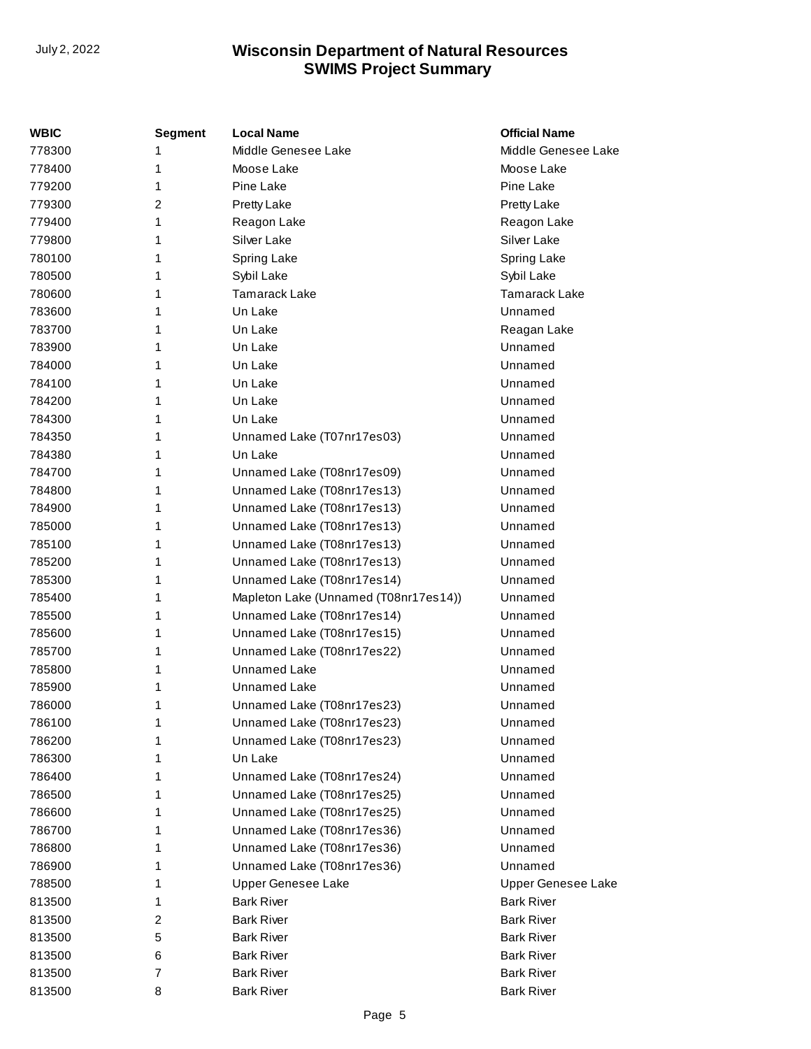| WBIC | Segment | Local Name | Official Name |
|---|---|---|---|
| 778300 | 1 | Middle Genesee Lake | Middle Genesee Lake |
| 778400 | 1 | Moose Lake | Moose Lake |
| 779200 | 1 | Pine Lake | Pine Lake |
| 779300 | 2 | Pretty Lake | Pretty Lake |
| 779400 | 1 | Reagon Lake | Reagon Lake |
| 779800 | 1 | Silver Lake | Silver Lake |
| 780100 | 1 | Spring Lake | Spring Lake |
| 780500 | 1 | Sybil Lake | Sybil Lake |
| 780600 | 1 | Tamarack Lake | Tamarack Lake |
| 783600 | 1 | Un Lake | Unnamed |
| 783700 | 1 | Un Lake | Reagan Lake |
| 783900 | 1 | Un Lake | Unnamed |
| 784000 | 1 | Un Lake | Unnamed |
| 784100 | 1 | Un Lake | Unnamed |
| 784200 | 1 | Un Lake | Unnamed |
| 784300 | 1 | Un Lake | Unnamed |
| 784350 | 1 | Unnamed Lake (T07nr17es03) | Unnamed |
| 784380 | 1 | Un Lake | Unnamed |
| 784700 | 1 | Unnamed Lake (T08nr17es09) | Unnamed |
| 784800 | 1 | Unnamed Lake (T08nr17es13) | Unnamed |
| 784900 | 1 | Unnamed Lake (T08nr17es13) | Unnamed |
| 785000 | 1 | Unnamed Lake (T08nr17es13) | Unnamed |
| 785100 | 1 | Unnamed Lake (T08nr17es13) | Unnamed |
| 785200 | 1 | Unnamed Lake (T08nr17es13) | Unnamed |
| 785300 | 1 | Unnamed Lake (T08nr17es14) | Unnamed |
| 785400 | 1 | Mapleton Lake (Unnamed (T08nr17es14)) | Unnamed |
| 785500 | 1 | Unnamed Lake (T08nr17es14) | Unnamed |
| 785600 | 1 | Unnamed Lake (T08nr17es15) | Unnamed |
| 785700 | 1 | Unnamed Lake (T08nr17es22) | Unnamed |
| 785800 | 1 | Unnamed Lake | Unnamed |
| 785900 | 1 | Unnamed Lake | Unnamed |
| 786000 | 1 | Unnamed Lake (T08nr17es23) | Unnamed |
| 786100 | 1 | Unnamed Lake (T08nr17es23) | Unnamed |
| 786200 | 1 | Unnamed Lake (T08nr17es23) | Unnamed |
| 786300 | 1 | Un Lake | Unnamed |
| 786400 | 1 | Unnamed Lake (T08nr17es24) | Unnamed |
| 786500 | 1 | Unnamed Lake (T08nr17es25) | Unnamed |
| 786600 | 1 | Unnamed Lake (T08nr17es25) | Unnamed |
| 786700 | 1 | Unnamed Lake (T08nr17es36) | Unnamed |
| 786800 | 1 | Unnamed Lake (T08nr17es36) | Unnamed |
| 786900 | 1 | Unnamed Lake (T08nr17es36) | Unnamed |
| 788500 | 1 | Upper Genesee Lake | Upper Genesee Lake |
| 813500 | 1 | Bark River | Bark River |
| 813500 | 2 | Bark River | Bark River |
| 813500 | 5 | Bark River | Bark River |
| 813500 | 6 | Bark River | Bark River |
| 813500 | 7 | Bark River | Bark River |
| 813500 | 8 | Bark River | Bark River |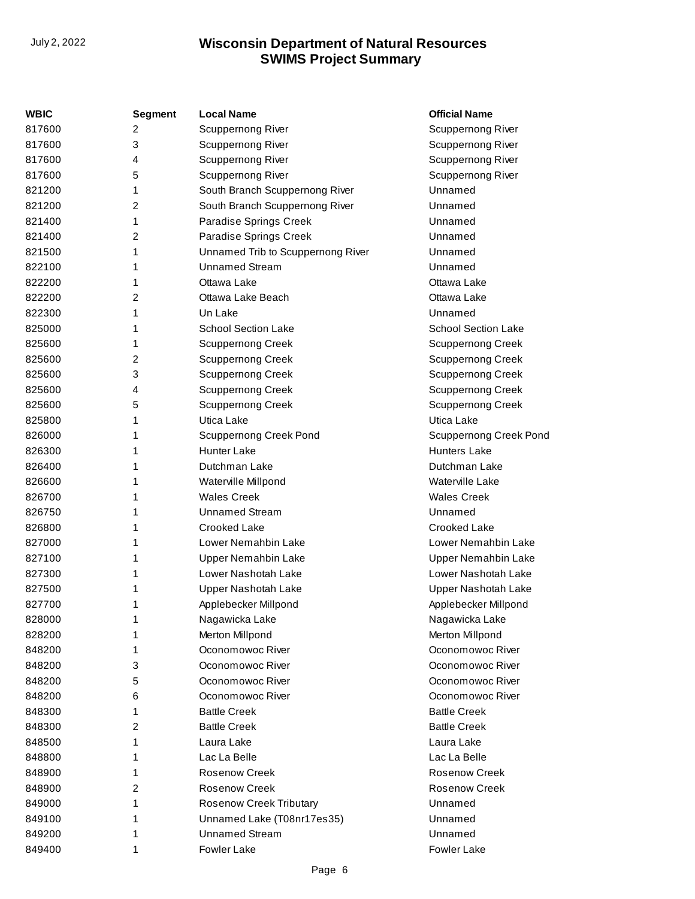| WBIC | Segment | Local Name | Official Name |
|---|---|---|---|
| 817600 | 2 | Scuppernong River | Scuppernong River |
| 817600 | 3 | Scuppernong River | Scuppernong River |
| 817600 | 4 | Scuppernong River | Scuppernong River |
| 817600 | 5 | Scuppernong River | Scuppernong River |
| 821200 | 1 | South Branch Scuppernong River | Unnamed |
| 821200 | 2 | South Branch Scuppernong River | Unnamed |
| 821400 | 1 | Paradise Springs Creek | Unnamed |
| 821400 | 2 | Paradise Springs Creek | Unnamed |
| 821500 | 1 | Unnamed Trib to Scuppernong River | Unnamed |
| 822100 | 1 | Unnamed Stream | Unnamed |
| 822200 | 1 | Ottawa Lake | Ottawa Lake |
| 822200 | 2 | Ottawa Lake Beach | Ottawa Lake |
| 822300 | 1 | Un Lake | Unnamed |
| 825000 | 1 | School Section Lake | School Section Lake |
| 825600 | 1 | Scuppernong Creek | Scuppernong Creek |
| 825600 | 2 | Scuppernong Creek | Scuppernong Creek |
| 825600 | 3 | Scuppernong Creek | Scuppernong Creek |
| 825600 | 4 | Scuppernong Creek | Scuppernong Creek |
| 825600 | 5 | Scuppernong Creek | Scuppernong Creek |
| 825800 | 1 | Utica Lake | Utica Lake |
| 826000 | 1 | Scuppernong Creek Pond | Scuppernong Creek Pond |
| 826300 | 1 | Hunter Lake | Hunters Lake |
| 826400 | 1 | Dutchman Lake | Dutchman Lake |
| 826600 | 1 | Waterville Millpond | Waterville Lake |
| 826700 | 1 | Wales Creek | Wales Creek |
| 826750 | 1 | Unnamed Stream | Unnamed |
| 826800 | 1 | Crooked Lake | Crooked Lake |
| 827000 | 1 | Lower Nemahbin Lake | Lower Nemahbin Lake |
| 827100 | 1 | Upper Nemahbin Lake | Upper Nemahbin Lake |
| 827300 | 1 | Lower Nashotah Lake | Lower Nashotah Lake |
| 827500 | 1 | Upper Nashotah Lake | Upper Nashotah Lake |
| 827700 | 1 | Applebecker Millpond | Applebecker Millpond |
| 828000 | 1 | Nagawicka Lake | Nagawicka Lake |
| 828200 | 1 | Merton Millpond | Merton Millpond |
| 848200 | 1 | Oconomowoc River | Oconomowoc River |
| 848200 | 3 | Oconomowoc River | Oconomowoc River |
| 848200 | 5 | Oconomowoc River | Oconomowoc River |
| 848200 | 6 | Oconomowoc River | Oconomowoc River |
| 848300 | 1 | Battle Creek | Battle Creek |
| 848300 | 2 | Battle Creek | Battle Creek |
| 848500 | 1 | Laura Lake | Laura Lake |
| 848800 | 1 | Lac La Belle | Lac La Belle |
| 848900 | 1 | Rosenow Creek | Rosenow Creek |
| 848900 | 2 | Rosenow Creek | Rosenow Creek |
| 849000 | 1 | Rosenow Creek Tributary | Unnamed |
| 849100 | 1 | Unnamed Lake (T08nr17es35) | Unnamed |
| 849200 | 1 | Unnamed Stream | Unnamed |
| 849400 | 1 | Fowler Lake | Fowler Lake |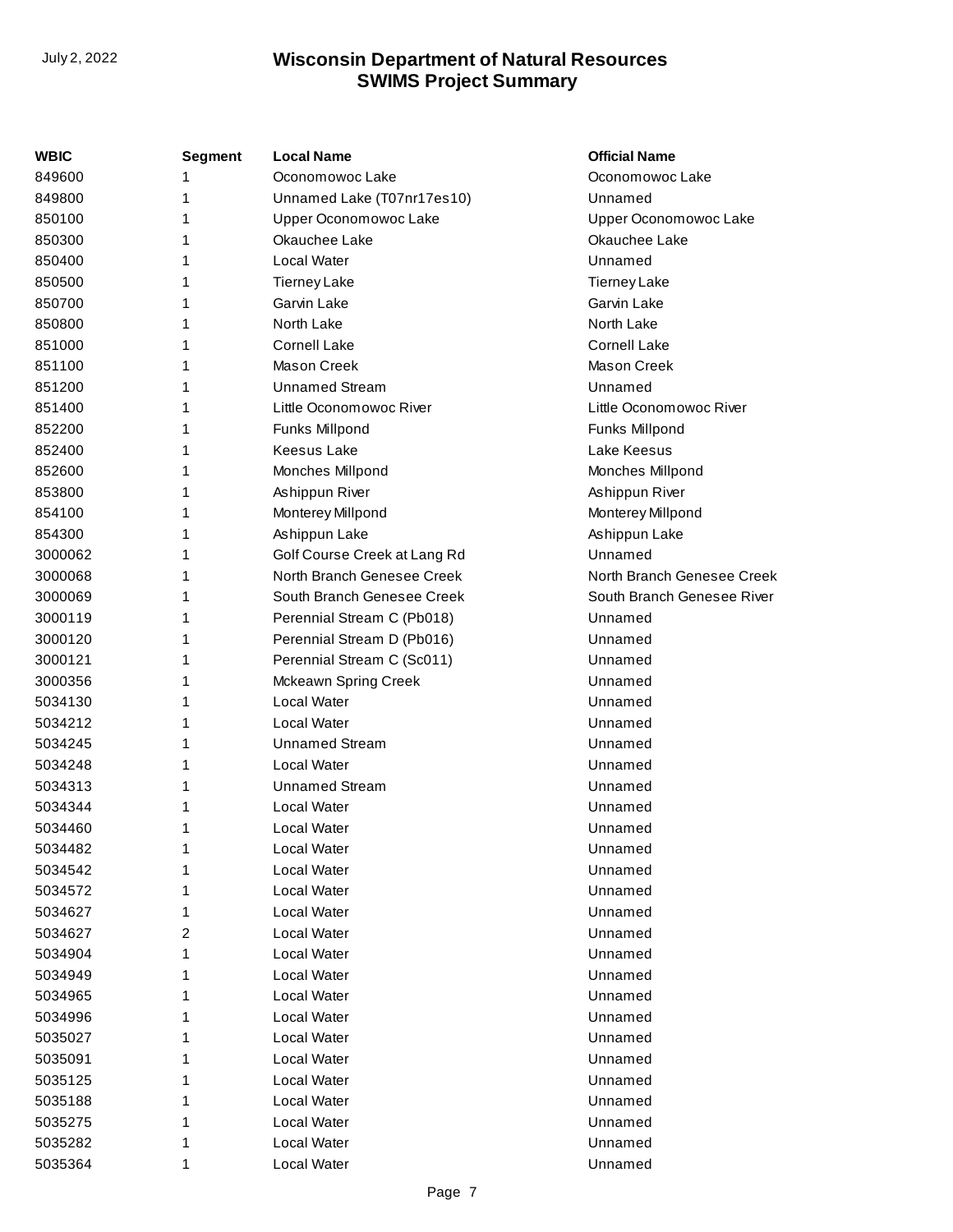| WBIC | Segment | Local Name | Official Name |
|---|---|---|---|
| 849600 | 1 | Oconomowoc Lake | Oconomowoc Lake |
| 849800 | 1 | Unnamed Lake (T07nr17es10) | Unnamed |
| 850100 | 1 | Upper Oconomowoc Lake | Upper Oconomowoc Lake |
| 850300 | 1 | Okauchee Lake | Okauchee Lake |
| 850400 | 1 | Local Water | Unnamed |
| 850500 | 1 | Tierney Lake | Tierney Lake |
| 850700 | 1 | Garvin Lake | Garvin Lake |
| 850800 | 1 | North Lake | North Lake |
| 851000 | 1 | Cornell Lake | Cornell Lake |
| 851100 | 1 | Mason Creek | Mason Creek |
| 851200 | 1 | Unnamed Stream | Unnamed |
| 851400 | 1 | Little Oconomowoc River | Little Oconomowoc River |
| 852200 | 1 | Funks Millpond | Funks Millpond |
| 852400 | 1 | Keesus Lake | Lake Keesus |
| 852600 | 1 | Monches Millpond | Monches Millpond |
| 853800 | 1 | Ashippun River | Ashippun River |
| 854100 | 1 | Monterey Millpond | Monterey Millpond |
| 854300 | 1 | Ashippun Lake | Ashippun Lake |
| 3000062 | 1 | Golf Course Creek at Lang Rd | Unnamed |
| 3000068 | 1 | North Branch Genesee Creek | North Branch Genesee Creek |
| 3000069 | 1 | South Branch Genesee Creek | South Branch Genesee River |
| 3000119 | 1 | Perennial Stream C (Pb018) | Unnamed |
| 3000120 | 1 | Perennial Stream D (Pb016) | Unnamed |
| 3000121 | 1 | Perennial Stream C (Sc011) | Unnamed |
| 3000356 | 1 | Mckeawn Spring Creek | Unnamed |
| 5034130 | 1 | Local Water | Unnamed |
| 5034212 | 1 | Local Water | Unnamed |
| 5034245 | 1 | Unnamed Stream | Unnamed |
| 5034248 | 1 | Local Water | Unnamed |
| 5034313 | 1 | Unnamed Stream | Unnamed |
| 5034344 | 1 | Local Water | Unnamed |
| 5034460 | 1 | Local Water | Unnamed |
| 5034482 | 1 | Local Water | Unnamed |
| 5034542 | 1 | Local Water | Unnamed |
| 5034572 | 1 | Local Water | Unnamed |
| 5034627 | 1 | Local Water | Unnamed |
| 5034627 | 2 | Local Water | Unnamed |
| 5034904 | 1 | Local Water | Unnamed |
| 5034949 | 1 | Local Water | Unnamed |
| 5034965 | 1 | Local Water | Unnamed |
| 5034996 | 1 | Local Water | Unnamed |
| 5035027 | 1 | Local Water | Unnamed |
| 5035091 | 1 | Local Water | Unnamed |
| 5035125 | 1 | Local Water | Unnamed |
| 5035188 | 1 | Local Water | Unnamed |
| 5035275 | 1 | Local Water | Unnamed |
| 5035282 | 1 | Local Water | Unnamed |
| 5035364 | 1 | Local Water | Unnamed |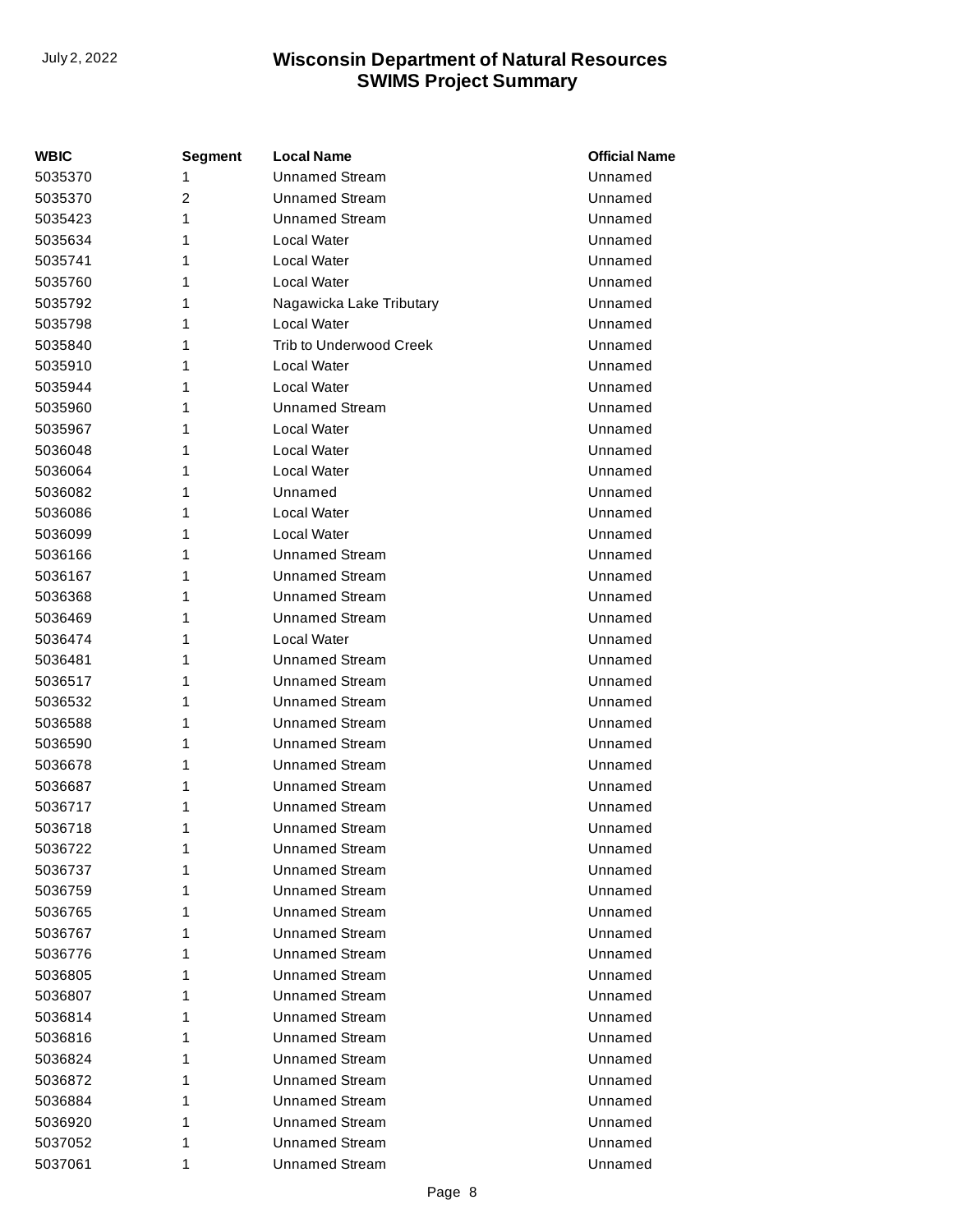| WBIC | Segment | Local Name | Official Name |
|---|---|---|---|
| 5035370 | 1 | Unnamed Stream | Unnamed |
| 5035370 | 2 | Unnamed Stream | Unnamed |
| 5035423 | 1 | Unnamed Stream | Unnamed |
| 5035634 | 1 | Local Water | Unnamed |
| 5035741 | 1 | Local Water | Unnamed |
| 5035760 | 1 | Local Water | Unnamed |
| 5035792 | 1 | Nagawicka Lake Tributary | Unnamed |
| 5035798 | 1 | Local Water | Unnamed |
| 5035840 | 1 | Trib to Underwood Creek | Unnamed |
| 5035910 | 1 | Local Water | Unnamed |
| 5035944 | 1 | Local Water | Unnamed |
| 5035960 | 1 | Unnamed Stream | Unnamed |
| 5035967 | 1 | Local Water | Unnamed |
| 5036048 | 1 | Local Water | Unnamed |
| 5036064 | 1 | Local Water | Unnamed |
| 5036082 | 1 | Unnamed | Unnamed |
| 5036086 | 1 | Local Water | Unnamed |
| 5036099 | 1 | Local Water | Unnamed |
| 5036166 | 1 | Unnamed Stream | Unnamed |
| 5036167 | 1 | Unnamed Stream | Unnamed |
| 5036368 | 1 | Unnamed Stream | Unnamed |
| 5036469 | 1 | Unnamed Stream | Unnamed |
| 5036474 | 1 | Local Water | Unnamed |
| 5036481 | 1 | Unnamed Stream | Unnamed |
| 5036517 | 1 | Unnamed Stream | Unnamed |
| 5036532 | 1 | Unnamed Stream | Unnamed |
| 5036588 | 1 | Unnamed Stream | Unnamed |
| 5036590 | 1 | Unnamed Stream | Unnamed |
| 5036678 | 1 | Unnamed Stream | Unnamed |
| 5036687 | 1 | Unnamed Stream | Unnamed |
| 5036717 | 1 | Unnamed Stream | Unnamed |
| 5036718 | 1 | Unnamed Stream | Unnamed |
| 5036722 | 1 | Unnamed Stream | Unnamed |
| 5036737 | 1 | Unnamed Stream | Unnamed |
| 5036759 | 1 | Unnamed Stream | Unnamed |
| 5036765 | 1 | Unnamed Stream | Unnamed |
| 5036767 | 1 | Unnamed Stream | Unnamed |
| 5036776 | 1 | Unnamed Stream | Unnamed |
| 5036805 | 1 | Unnamed Stream | Unnamed |
| 5036807 | 1 | Unnamed Stream | Unnamed |
| 5036814 | 1 | Unnamed Stream | Unnamed |
| 5036816 | 1 | Unnamed Stream | Unnamed |
| 5036824 | 1 | Unnamed Stream | Unnamed |
| 5036872 | 1 | Unnamed Stream | Unnamed |
| 5036884 | 1 | Unnamed Stream | Unnamed |
| 5036920 | 1 | Unnamed Stream | Unnamed |
| 5037052 | 1 | Unnamed Stream | Unnamed |
| 5037061 | 1 | Unnamed Stream | Unnamed |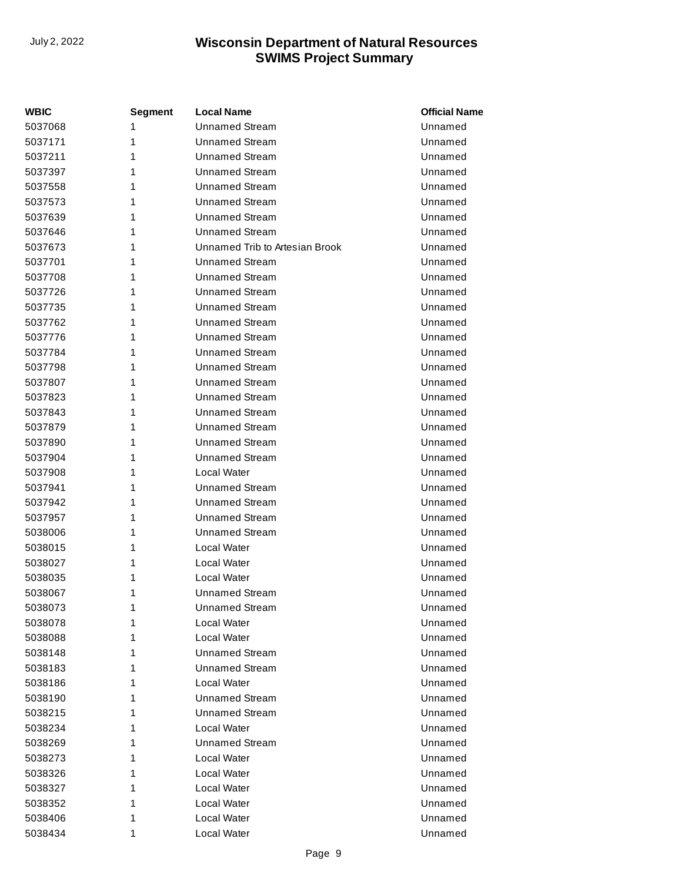| WBIC | Segment | Local Name | Official Name |
|---|---|---|---|
| 5037068 | 1 | Unnamed Stream | Unnamed |
| 5037171 | 1 | Unnamed Stream | Unnamed |
| 5037211 | 1 | Unnamed Stream | Unnamed |
| 5037397 | 1 | Unnamed Stream | Unnamed |
| 5037558 | 1 | Unnamed Stream | Unnamed |
| 5037573 | 1 | Unnamed Stream | Unnamed |
| 5037639 | 1 | Unnamed Stream | Unnamed |
| 5037646 | 1 | Unnamed Stream | Unnamed |
| 5037673 | 1 | Unnamed Trib to Artesian Brook | Unnamed |
| 5037701 | 1 | Unnamed Stream | Unnamed |
| 5037708 | 1 | Unnamed Stream | Unnamed |
| 5037726 | 1 | Unnamed Stream | Unnamed |
| 5037735 | 1 | Unnamed Stream | Unnamed |
| 5037762 | 1 | Unnamed Stream | Unnamed |
| 5037776 | 1 | Unnamed Stream | Unnamed |
| 5037784 | 1 | Unnamed Stream | Unnamed |
| 5037798 | 1 | Unnamed Stream | Unnamed |
| 5037807 | 1 | Unnamed Stream | Unnamed |
| 5037823 | 1 | Unnamed Stream | Unnamed |
| 5037843 | 1 | Unnamed Stream | Unnamed |
| 5037879 | 1 | Unnamed Stream | Unnamed |
| 5037890 | 1 | Unnamed Stream | Unnamed |
| 5037904 | 1 | Unnamed Stream | Unnamed |
| 5037908 | 1 | Local Water | Unnamed |
| 5037941 | 1 | Unnamed Stream | Unnamed |
| 5037942 | 1 | Unnamed Stream | Unnamed |
| 5037957 | 1 | Unnamed Stream | Unnamed |
| 5038006 | 1 | Unnamed Stream | Unnamed |
| 5038015 | 1 | Local Water | Unnamed |
| 5038027 | 1 | Local Water | Unnamed |
| 5038035 | 1 | Local Water | Unnamed |
| 5038067 | 1 | Unnamed Stream | Unnamed |
| 5038073 | 1 | Unnamed Stream | Unnamed |
| 5038078 | 1 | Local Water | Unnamed |
| 5038088 | 1 | Local Water | Unnamed |
| 5038148 | 1 | Unnamed Stream | Unnamed |
| 5038183 | 1 | Unnamed Stream | Unnamed |
| 5038186 | 1 | Local Water | Unnamed |
| 5038190 | 1 | Unnamed Stream | Unnamed |
| 5038215 | 1 | Unnamed Stream | Unnamed |
| 5038234 | 1 | Local Water | Unnamed |
| 5038269 | 1 | Unnamed Stream | Unnamed |
| 5038273 | 1 | Local Water | Unnamed |
| 5038326 | 1 | Local Water | Unnamed |
| 5038327 | 1 | Local Water | Unnamed |
| 5038352 | 1 | Local Water | Unnamed |
| 5038406 | 1 | Local Water | Unnamed |
| 5038434 | 1 | Local Water | Unnamed |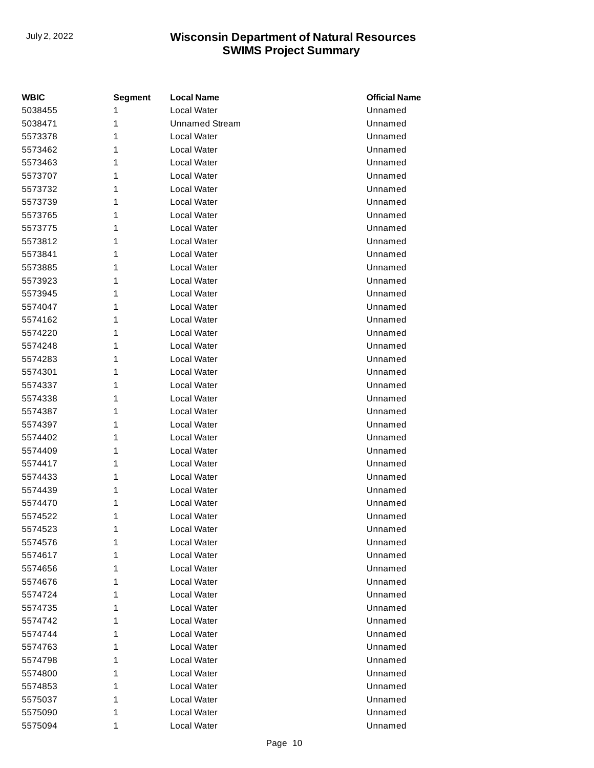| WBIC | Segment | Local Name | Official Name |
|---|---|---|---|
| 5038455 | 1 | Local Water | Unnamed |
| 5038471 | 1 | Unnamed Stream | Unnamed |
| 5573378 | 1 | Local Water | Unnamed |
| 5573462 | 1 | Local Water | Unnamed |
| 5573463 | 1 | Local Water | Unnamed |
| 5573707 | 1 | Local Water | Unnamed |
| 5573732 | 1 | Local Water | Unnamed |
| 5573739 | 1 | Local Water | Unnamed |
| 5573765 | 1 | Local Water | Unnamed |
| 5573775 | 1 | Local Water | Unnamed |
| 5573812 | 1 | Local Water | Unnamed |
| 5573841 | 1 | Local Water | Unnamed |
| 5573885 | 1 | Local Water | Unnamed |
| 5573923 | 1 | Local Water | Unnamed |
| 5573945 | 1 | Local Water | Unnamed |
| 5574047 | 1 | Local Water | Unnamed |
| 5574162 | 1 | Local Water | Unnamed |
| 5574220 | 1 | Local Water | Unnamed |
| 5574248 | 1 | Local Water | Unnamed |
| 5574283 | 1 | Local Water | Unnamed |
| 5574301 | 1 | Local Water | Unnamed |
| 5574337 | 1 | Local Water | Unnamed |
| 5574338 | 1 | Local Water | Unnamed |
| 5574387 | 1 | Local Water | Unnamed |
| 5574397 | 1 | Local Water | Unnamed |
| 5574402 | 1 | Local Water | Unnamed |
| 5574409 | 1 | Local Water | Unnamed |
| 5574417 | 1 | Local Water | Unnamed |
| 5574433 | 1 | Local Water | Unnamed |
| 5574439 | 1 | Local Water | Unnamed |
| 5574470 | 1 | Local Water | Unnamed |
| 5574522 | 1 | Local Water | Unnamed |
| 5574523 | 1 | Local Water | Unnamed |
| 5574576 | 1 | Local Water | Unnamed |
| 5574617 | 1 | Local Water | Unnamed |
| 5574656 | 1 | Local Water | Unnamed |
| 5574676 | 1 | Local Water | Unnamed |
| 5574724 | 1 | Local Water | Unnamed |
| 5574735 | 1 | Local Water | Unnamed |
| 5574742 | 1 | Local Water | Unnamed |
| 5574744 | 1 | Local Water | Unnamed |
| 5574763 | 1 | Local Water | Unnamed |
| 5574798 | 1 | Local Water | Unnamed |
| 5574800 | 1 | Local Water | Unnamed |
| 5574853 | 1 | Local Water | Unnamed |
| 5575037 | 1 | Local Water | Unnamed |
| 5575090 | 1 | Local Water | Unnamed |
| 5575094 | 1 | Local Water | Unnamed |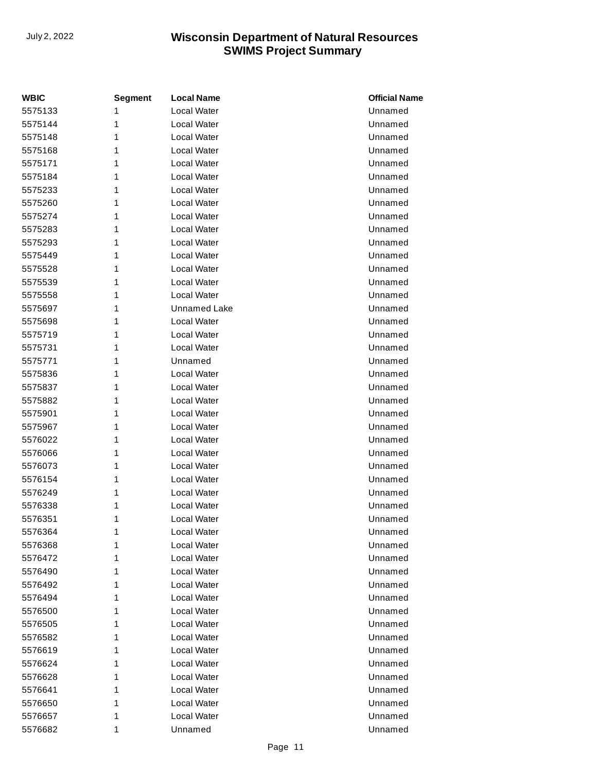| WBIC | Segment | Local Name | Official Name |
| --- | --- | --- | --- |
| 5575133 | 1 | Local Water | Unnamed |
| 5575144 | 1 | Local Water | Unnamed |
| 5575148 | 1 | Local Water | Unnamed |
| 5575168 | 1 | Local Water | Unnamed |
| 5575171 | 1 | Local Water | Unnamed |
| 5575184 | 1 | Local Water | Unnamed |
| 5575233 | 1 | Local Water | Unnamed |
| 5575260 | 1 | Local Water | Unnamed |
| 5575274 | 1 | Local Water | Unnamed |
| 5575283 | 1 | Local Water | Unnamed |
| 5575293 | 1 | Local Water | Unnamed |
| 5575449 | 1 | Local Water | Unnamed |
| 5575528 | 1 | Local Water | Unnamed |
| 5575539 | 1 | Local Water | Unnamed |
| 5575558 | 1 | Local Water | Unnamed |
| 5575697 | 1 | Unnamed Lake | Unnamed |
| 5575698 | 1 | Local Water | Unnamed |
| 5575719 | 1 | Local Water | Unnamed |
| 5575731 | 1 | Local Water | Unnamed |
| 5575771 | 1 | Unnamed | Unnamed |
| 5575836 | 1 | Local Water | Unnamed |
| 5575837 | 1 | Local Water | Unnamed |
| 5575882 | 1 | Local Water | Unnamed |
| 5575901 | 1 | Local Water | Unnamed |
| 5575967 | 1 | Local Water | Unnamed |
| 5576022 | 1 | Local Water | Unnamed |
| 5576066 | 1 | Local Water | Unnamed |
| 5576073 | 1 | Local Water | Unnamed |
| 5576154 | 1 | Local Water | Unnamed |
| 5576249 | 1 | Local Water | Unnamed |
| 5576338 | 1 | Local Water | Unnamed |
| 5576351 | 1 | Local Water | Unnamed |
| 5576364 | 1 | Local Water | Unnamed |
| 5576368 | 1 | Local Water | Unnamed |
| 5576472 | 1 | Local Water | Unnamed |
| 5576490 | 1 | Local Water | Unnamed |
| 5576492 | 1 | Local Water | Unnamed |
| 5576494 | 1 | Local Water | Unnamed |
| 5576500 | 1 | Local Water | Unnamed |
| 5576505 | 1 | Local Water | Unnamed |
| 5576582 | 1 | Local Water | Unnamed |
| 5576619 | 1 | Local Water | Unnamed |
| 5576624 | 1 | Local Water | Unnamed |
| 5576628 | 1 | Local Water | Unnamed |
| 5576641 | 1 | Local Water | Unnamed |
| 5576650 | 1 | Local Water | Unnamed |
| 5576657 | 1 | Local Water | Unnamed |
| 5576682 | 1 | Unnamed | Unnamed |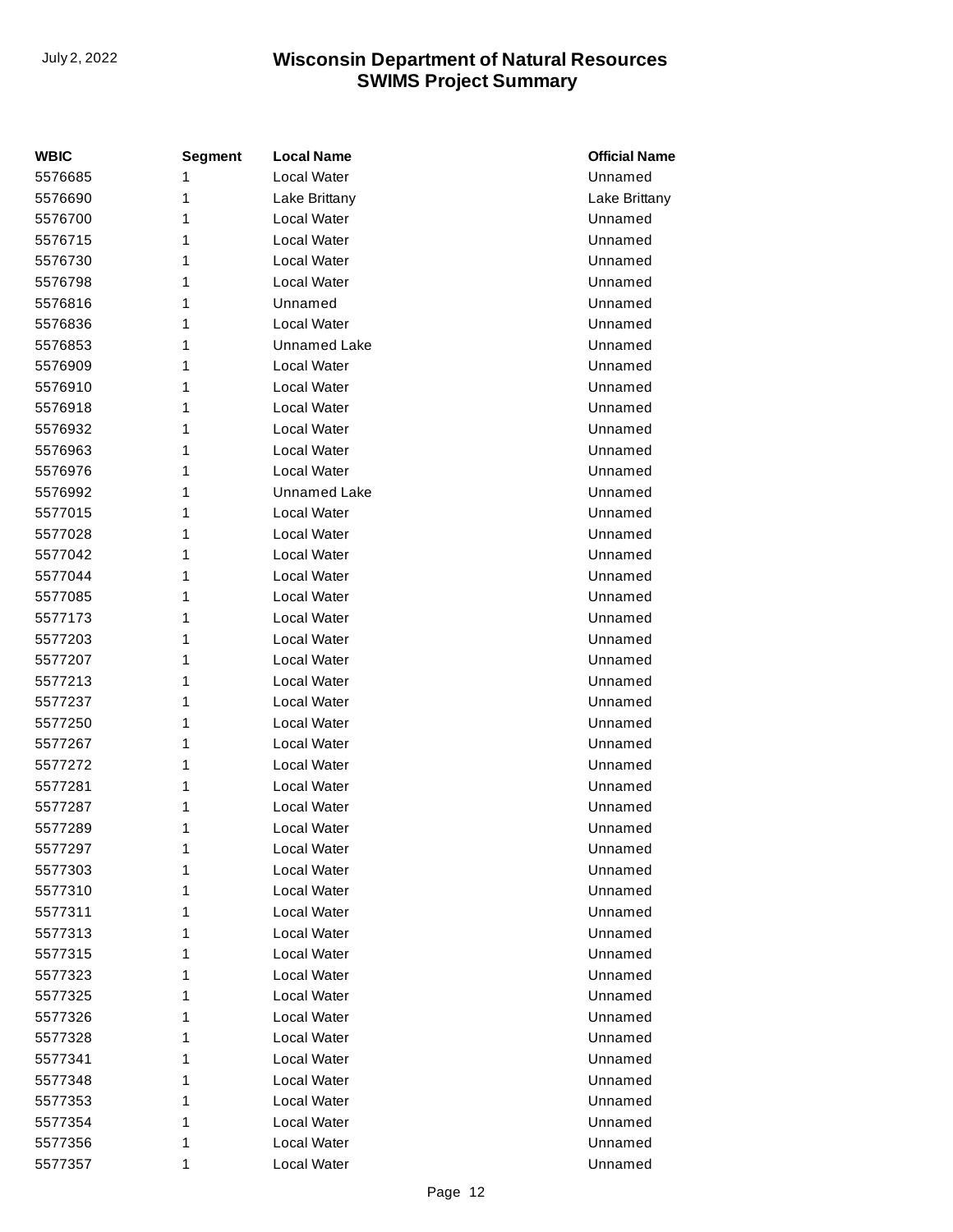| WBIC | Segment | Local Name | Official Name |
| --- | --- | --- | --- |
| 5576685 | 1 | Local Water | Unnamed |
| 5576690 | 1 | Lake Brittany | Lake Brittany |
| 5576700 | 1 | Local Water | Unnamed |
| 5576715 | 1 | Local Water | Unnamed |
| 5576730 | 1 | Local Water | Unnamed |
| 5576798 | 1 | Local Water | Unnamed |
| 5576816 | 1 | Unnamed | Unnamed |
| 5576836 | 1 | Local Water | Unnamed |
| 5576853 | 1 | Unnamed Lake | Unnamed |
| 5576909 | 1 | Local Water | Unnamed |
| 5576910 | 1 | Local Water | Unnamed |
| 5576918 | 1 | Local Water | Unnamed |
| 5576932 | 1 | Local Water | Unnamed |
| 5576963 | 1 | Local Water | Unnamed |
| 5576976 | 1 | Local Water | Unnamed |
| 5576992 | 1 | Unnamed Lake | Unnamed |
| 5577015 | 1 | Local Water | Unnamed |
| 5577028 | 1 | Local Water | Unnamed |
| 5577042 | 1 | Local Water | Unnamed |
| 5577044 | 1 | Local Water | Unnamed |
| 5577085 | 1 | Local Water | Unnamed |
| 5577173 | 1 | Local Water | Unnamed |
| 5577203 | 1 | Local Water | Unnamed |
| 5577207 | 1 | Local Water | Unnamed |
| 5577213 | 1 | Local Water | Unnamed |
| 5577237 | 1 | Local Water | Unnamed |
| 5577250 | 1 | Local Water | Unnamed |
| 5577267 | 1 | Local Water | Unnamed |
| 5577272 | 1 | Local Water | Unnamed |
| 5577281 | 1 | Local Water | Unnamed |
| 5577287 | 1 | Local Water | Unnamed |
| 5577289 | 1 | Local Water | Unnamed |
| 5577297 | 1 | Local Water | Unnamed |
| 5577303 | 1 | Local Water | Unnamed |
| 5577310 | 1 | Local Water | Unnamed |
| 5577311 | 1 | Local Water | Unnamed |
| 5577313 | 1 | Local Water | Unnamed |
| 5577315 | 1 | Local Water | Unnamed |
| 5577323 | 1 | Local Water | Unnamed |
| 5577325 | 1 | Local Water | Unnamed |
| 5577326 | 1 | Local Water | Unnamed |
| 5577328 | 1 | Local Water | Unnamed |
| 5577341 | 1 | Local Water | Unnamed |
| 5577348 | 1 | Local Water | Unnamed |
| 5577353 | 1 | Local Water | Unnamed |
| 5577354 | 1 | Local Water | Unnamed |
| 5577356 | 1 | Local Water | Unnamed |
| 5577357 | 1 | Local Water | Unnamed |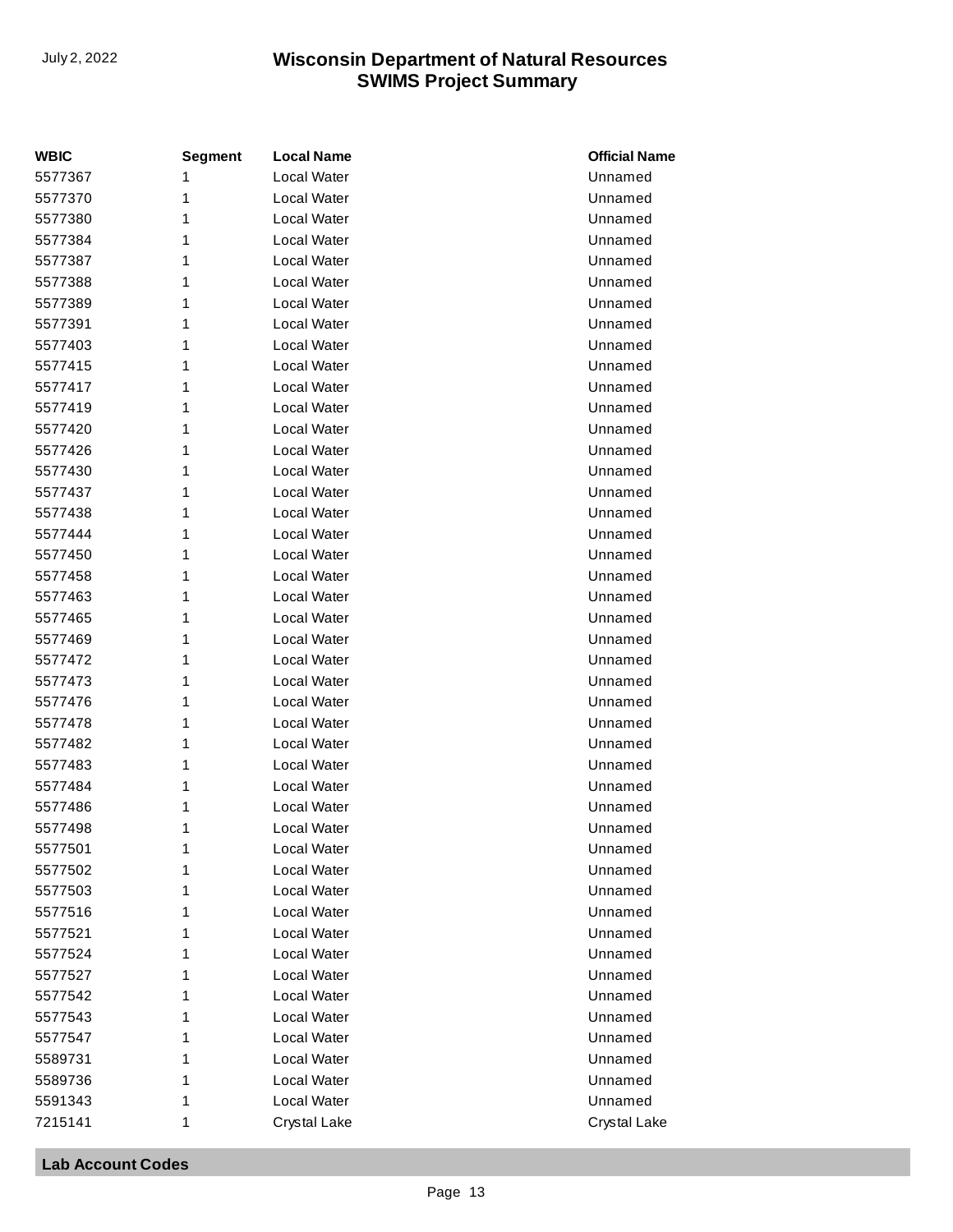| WBIC | Segment | Local Name | Official Name |
|---|---|---|---|
| 5577367 | 1 | Local Water | Unnamed |
| 5577370 | 1 | Local Water | Unnamed |
| 5577380 | 1 | Local Water | Unnamed |
| 5577384 | 1 | Local Water | Unnamed |
| 5577387 | 1 | Local Water | Unnamed |
| 5577388 | 1 | Local Water | Unnamed |
| 5577389 | 1 | Local Water | Unnamed |
| 5577391 | 1 | Local Water | Unnamed |
| 5577403 | 1 | Local Water | Unnamed |
| 5577415 | 1 | Local Water | Unnamed |
| 5577417 | 1 | Local Water | Unnamed |
| 5577419 | 1 | Local Water | Unnamed |
| 5577420 | 1 | Local Water | Unnamed |
| 5577426 | 1 | Local Water | Unnamed |
| 5577430 | 1 | Local Water | Unnamed |
| 5577437 | 1 | Local Water | Unnamed |
| 5577438 | 1 | Local Water | Unnamed |
| 5577444 | 1 | Local Water | Unnamed |
| 5577450 | 1 | Local Water | Unnamed |
| 5577458 | 1 | Local Water | Unnamed |
| 5577463 | 1 | Local Water | Unnamed |
| 5577465 | 1 | Local Water | Unnamed |
| 5577469 | 1 | Local Water | Unnamed |
| 5577472 | 1 | Local Water | Unnamed |
| 5577473 | 1 | Local Water | Unnamed |
| 5577476 | 1 | Local Water | Unnamed |
| 5577478 | 1 | Local Water | Unnamed |
| 5577482 | 1 | Local Water | Unnamed |
| 5577483 | 1 | Local Water | Unnamed |
| 5577484 | 1 | Local Water | Unnamed |
| 5577486 | 1 | Local Water | Unnamed |
| 5577498 | 1 | Local Water | Unnamed |
| 5577501 | 1 | Local Water | Unnamed |
| 5577502 | 1 | Local Water | Unnamed |
| 5577503 | 1 | Local Water | Unnamed |
| 5577516 | 1 | Local Water | Unnamed |
| 5577521 | 1 | Local Water | Unnamed |
| 5577524 | 1 | Local Water | Unnamed |
| 5577527 | 1 | Local Water | Unnamed |
| 5577542 | 1 | Local Water | Unnamed |
| 5577543 | 1 | Local Water | Unnamed |
| 5577547 | 1 | Local Water | Unnamed |
| 5589731 | 1 | Local Water | Unnamed |
| 5589736 | 1 | Local Water | Unnamed |
| 5591343 | 1 | Local Water | Unnamed |
| 7215141 | 1 | Crystal Lake | Crystal Lake |

## Lab Account Codes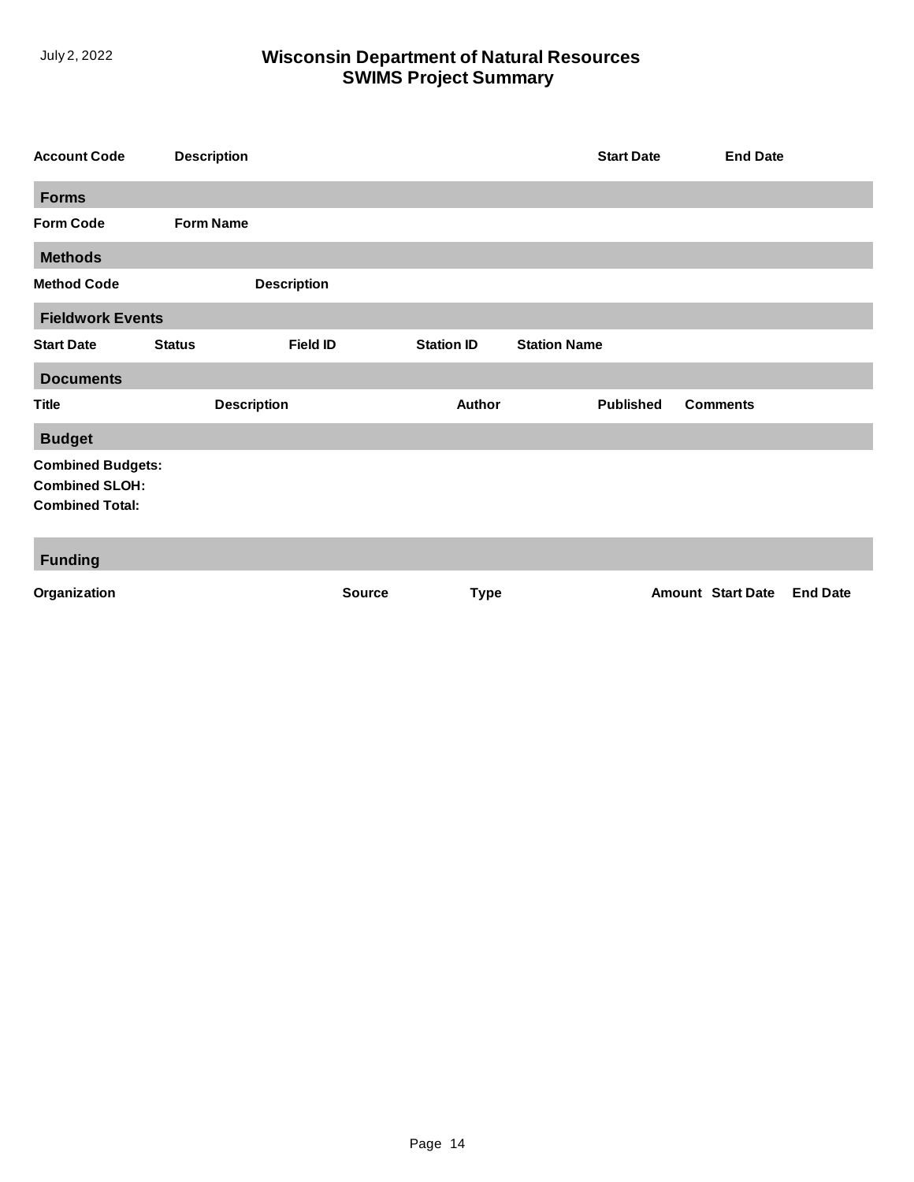| Account Code | Description | Start Date | End Date |
|---|---|---|---|

## Forms

| Form Code | Form Name |
|---|---|

## Methods

| Method Code | Description |
|---|---|

## Fieldwork Events

| Start Date | Status | Field ID | Station ID | Station Name |
|---|---|---|---|---|

## Documents

| Title | Description | Author | Published | Comments |
|---|---|---|---|---|

## Budget

**Combined Budgets:**
**Combined SLOH:**
**Combined Total:**

## Funding

| Organization | Source | Type | Amount | Start Date | End Date |
|---|---|---|---|---|---|